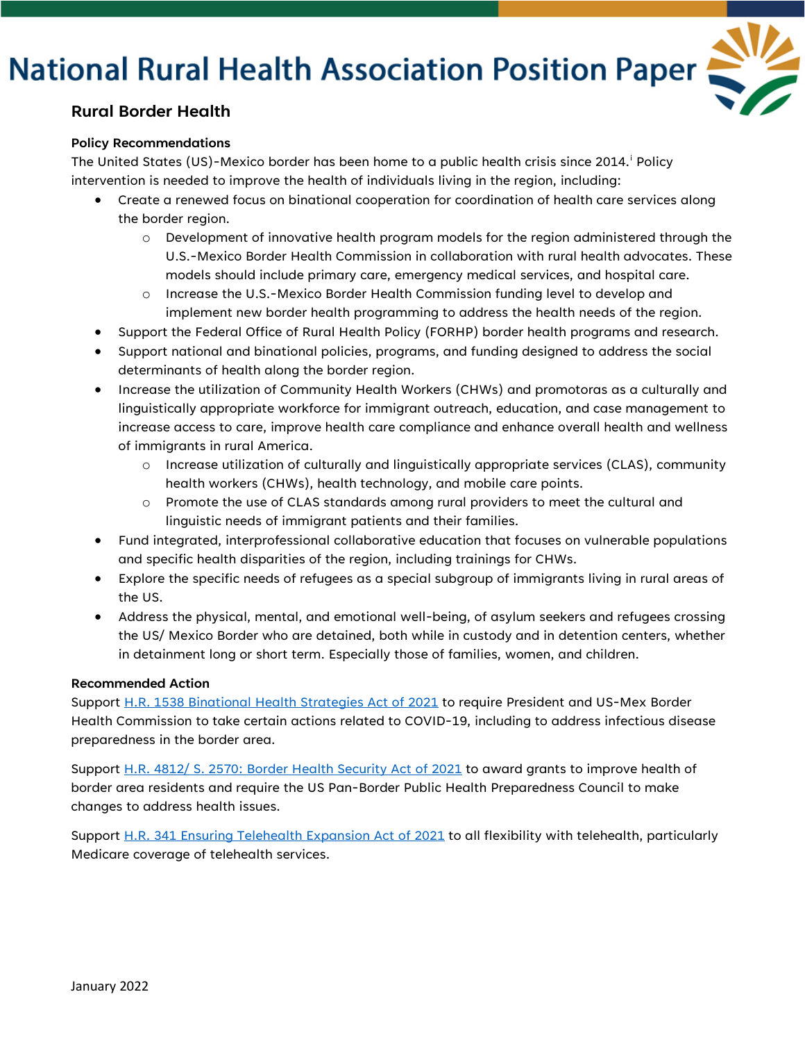# National Rural Health Association Position Paper

## Rural Border Health

**Policy Recommendations**

The United States (US)-Mexico border has been home to a public health crisis since 2014.[i] Policy intervention is needed to improve the health of individuals living in the region, including:

- Create a renewed focus on binational cooperation for coordination of health care services along the border region.
  - Development of innovative health program models for the region administered through the U.S.-Mexico Border Health Commission in collaboration with rural health advocates. These models should include primary care, emergency medical services, and hospital care.
  - Increase the U.S.-Mexico Border Health Commission funding level to develop and implement new border health programming to address the health needs of the region.
- Support the Federal Office of Rural Health Policy (FORHP) border health programs and research.
- Support national and binational policies, programs, and funding designed to address the social determinants of health along the border region.
- Increase the utilization of Community Health Workers (CHWs) and promotoras as a culturally and linguistically appropriate workforce for immigrant outreach, education, and case management to increase access to care, improve health care compliance and enhance overall health and wellness of immigrants in rural America.
  - Increase utilization of culturally and linguistically appropriate services (CLAS), community health workers (CHWs), health technology, and mobile care points.
  - Promote the use of CLAS standards among rural providers to meet the cultural and linguistic needs of immigrant patients and their families.
- Fund integrated, interprofessional collaborative education that focuses on vulnerable populations and specific health disparities of the region, including trainings for CHWs.
- Explore the specific needs of refugees as a special subgroup of immigrants living in rural areas of the US.
- Address the physical, mental, and emotional well-being, of asylum seekers and refugees crossing the US/ Mexico Border who are detained, both while in custody and in detention centers, whether in detainment long or short term. Especially those of families, women, and children.

**Recommended Action**

Support H.R. 1538 Binational Health Strategies Act of 2021 to require President and US-Mex Border Health Commission to take certain actions related to COVID-19, including to address infectious disease preparedness in the border area.

Support H.R. 4812/ S. 2570: Border Health Security Act of 2021 to award grants to improve health of border area residents and require the US Pan-Border Public Health Preparedness Council to make changes to address health issues.

Support H.R. 341 Ensuring Telehealth Expansion Act of 2021 to all flexibility with telehealth, particularly Medicare coverage of telehealth services.

January 2022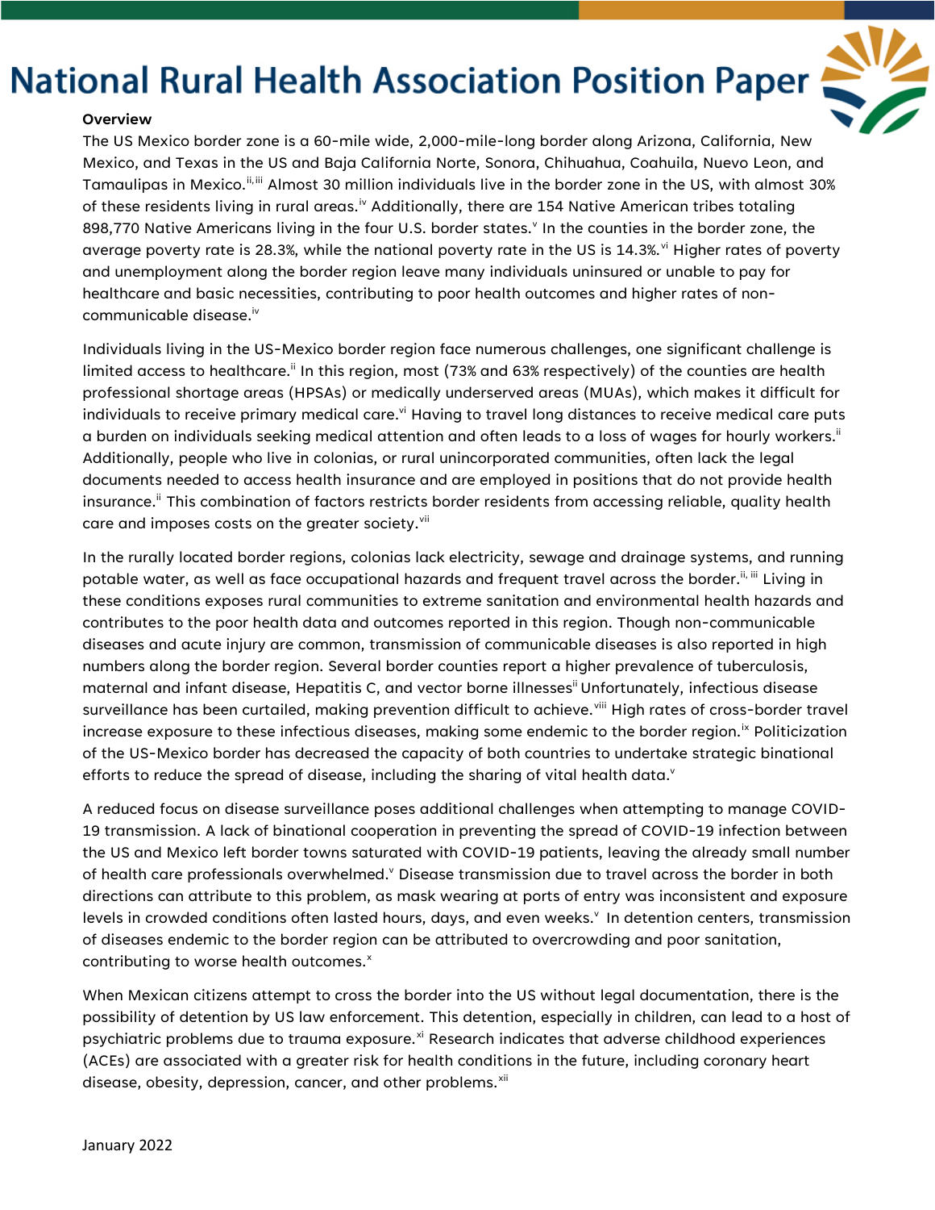# National Rural Health Association Position Paper

**Overview**

The US Mexico border zone is a 60-mile wide, 2,000-mile-long border along Arizona, California, New Mexico, and Texas in the US and Baja California Norte, Sonora, Chihuahua, Coahuila, Nuevo Leon, and Tamaulipas in Mexico.[ii, iii] Almost 30 million individuals live in the border zone in the US, with almost 30% of these residents living in rural areas.[iv] Additionally, there are 154 Native American tribes totaling 898,770 Native Americans living in the four U.S. border states.[v] In the counties in the border zone, the average poverty rate is 28.3%, while the national poverty rate in the US is 14.3%.[vi] Higher rates of poverty and unemployment along the border region leave many individuals uninsured or unable to pay for healthcare and basic necessities, contributing to poor health outcomes and higher rates of non-communicable disease.[iv]

Individuals living in the US-Mexico border region face numerous challenges, one significant challenge is limited access to healthcare.[ii] In this region, most (73% and 63% respectively) of the counties are health professional shortage areas (HPSAs) or medically underserved areas (MUAs), which makes it difficult for individuals to receive primary medical care.[vi] Having to travel long distances to receive medical care puts a burden on individuals seeking medical attention and often leads to a loss of wages for hourly workers.[ii] Additionally, people who live in colonias, or rural unincorporated communities, often lack the legal documents needed to access health insurance and are employed in positions that do not provide health insurance.[ii] This combination of factors restricts border residents from accessing reliable, quality health care and imposes costs on the greater society.[vii]

In the rurally located border regions, colonias lack electricity, sewage and drainage systems, and running potable water, as well as face occupational hazards and frequent travel across the border.[ii, iii] Living in these conditions exposes rural communities to extreme sanitation and environmental health hazards and contributes to the poor health data and outcomes reported in this region. Though non-communicable diseases and acute injury are common, transmission of communicable diseases is also reported in high numbers along the border region. Several border counties report a higher prevalence of tuberculosis, maternal and infant disease, Hepatitis C, and vector borne illnesses[ii] Unfortunately, infectious disease surveillance has been curtailed, making prevention difficult to achieve.[viii] High rates of cross-border travel increase exposure to these infectious diseases, making some endemic to the border region.[ix] Politicization of the US-Mexico border has decreased the capacity of both countries to undertake strategic binational efforts to reduce the spread of disease, including the sharing of vital health data.[v]

A reduced focus on disease surveillance poses additional challenges when attempting to manage COVID-19 transmission. A lack of binational cooperation in preventing the spread of COVID-19 infection between the US and Mexico left border towns saturated with COVID-19 patients, leaving the already small number of health care professionals overwhelmed.[v] Disease transmission due to travel across the border in both directions can attribute to this problem, as mask wearing at ports of entry was inconsistent and exposure levels in crowded conditions often lasted hours, days, and even weeks.[v] In detention centers, transmission of diseases endemic to the border region can be attributed to overcrowding and poor sanitation, contributing to worse health outcomes.[x]

When Mexican citizens attempt to cross the border into the US without legal documentation, there is the possibility of detention by US law enforcement. This detention, especially in children, can lead to a host of psychiatric problems due to trauma exposure.[xi] Research indicates that adverse childhood experiences (ACEs) are associated with a greater risk for health conditions in the future, including coronary heart disease, obesity, depression, cancer, and other problems.[xii]

January 2022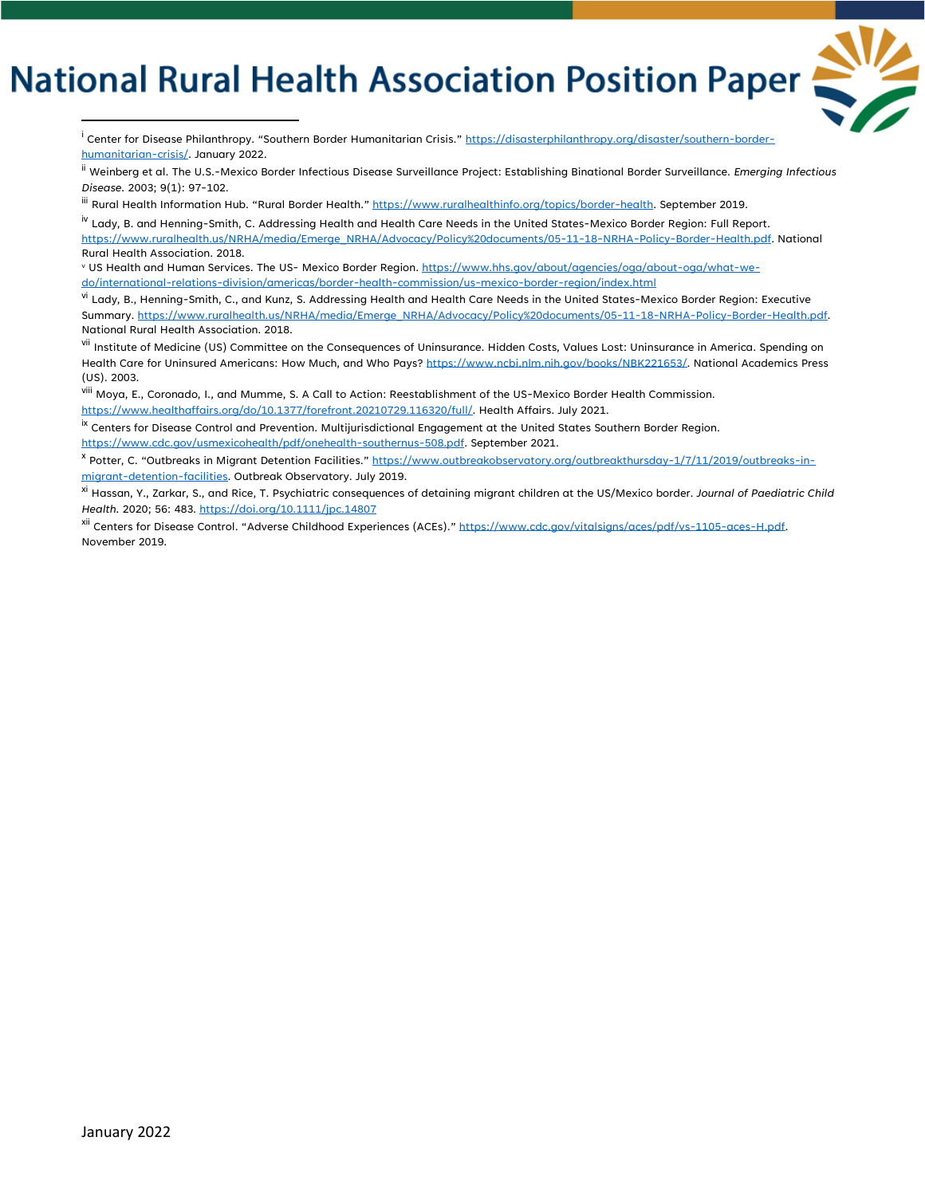[i] Center for Disease Philanthropy. "Southern Border Humanitarian Crisis." https://disasterphilanthropy.org/disaster/southern-border-humanitarian-crisis/. January 2022.

[ii] Weinberg et al. The U.S.-Mexico Border Infectious Disease Surveillance Project: Establishing Binational Border Surveillance. *Emerging Infectious Disease.* 2003; 9(1): 97-102.

[iii] Rural Health Information Hub. "Rural Border Health." https://www.ruralhealthinfo.org/topics/border-health. September 2019.

[iv] Lady, B. and Henning-Smith, C. Addressing Health and Health Care Needs in the United States-Mexico Border Region: Full Report. https://www.ruralhealth.us/NRHA/media/Emerge_NRHA/Advocacy/Policy%20documents/05-11-18-NRHA-Policy-Border-Health.pdf. National Rural Health Association. 2018.

[v] US Health and Human Services. The US- Mexico Border Region. https://www.hhs.gov/about/agencies/oga/about-oga/what-we-do/international-relations-division/americas/border-health-commission/us-mexico-border-region/index.html

[vi] Lady, B., Henning-Smith, C., and Kunz, S. Addressing Health and Health Care Needs in the United States-Mexico Border Region: Executive Summary. https://www.ruralhealth.us/NRHA/media/Emerge_NRHA/Advocacy/Policy%20documents/05-11-18-NRHA-Policy-Border-Health.pdf. National Rural Health Association. 2018.

[vii] Institute of Medicine (US) Committee on the Consequences of Uninsurance. Hidden Costs, Values Lost: Uninsurance in America. Spending on Health Care for Uninsured Americans: How Much, and Who Pays? https://www.ncbi.nlm.nih.gov/books/NBK221653/. National Academics Press (US). 2003.

[viii] Moya, E., Coronado, I., and Mumme, S. A Call to Action: Reestablishment of the US-Mexico Border Health Commission. https://www.healthaffairs.org/do/10.1377/forefront.20210729.116320/full/. Health Affairs. July 2021.

[ix] Centers for Disease Control and Prevention. Multijurisdictional Engagement at the United States Southern Border Region. https://www.cdc.gov/usmexicohealth/pdf/onehealth-southernus-508.pdf. September 2021.

[x] Potter, C. "Outbreaks in Migrant Detention Facilities." https://www.outbreakobservatory.org/outbreakthursday-1/7/11/2019/outbreaks-in-migrant-detention-facilities. Outbreak Observatory. July 2019.

[xi] Hassan, Y., Zarkar, S., and Rice, T. Psychiatric consequences of detaining migrant children at the US/Mexico border. *Journal of Paediatric Child Health.* 2020; 56: 483. https://doi.org/10.1111/jpc.14807

[xii] Centers for Disease Control. "Adverse Childhood Experiences (ACEs)." https://www.cdc.gov/vitalsigns/aces/pdf/vs-1105-aces-H.pdf. November 2019.